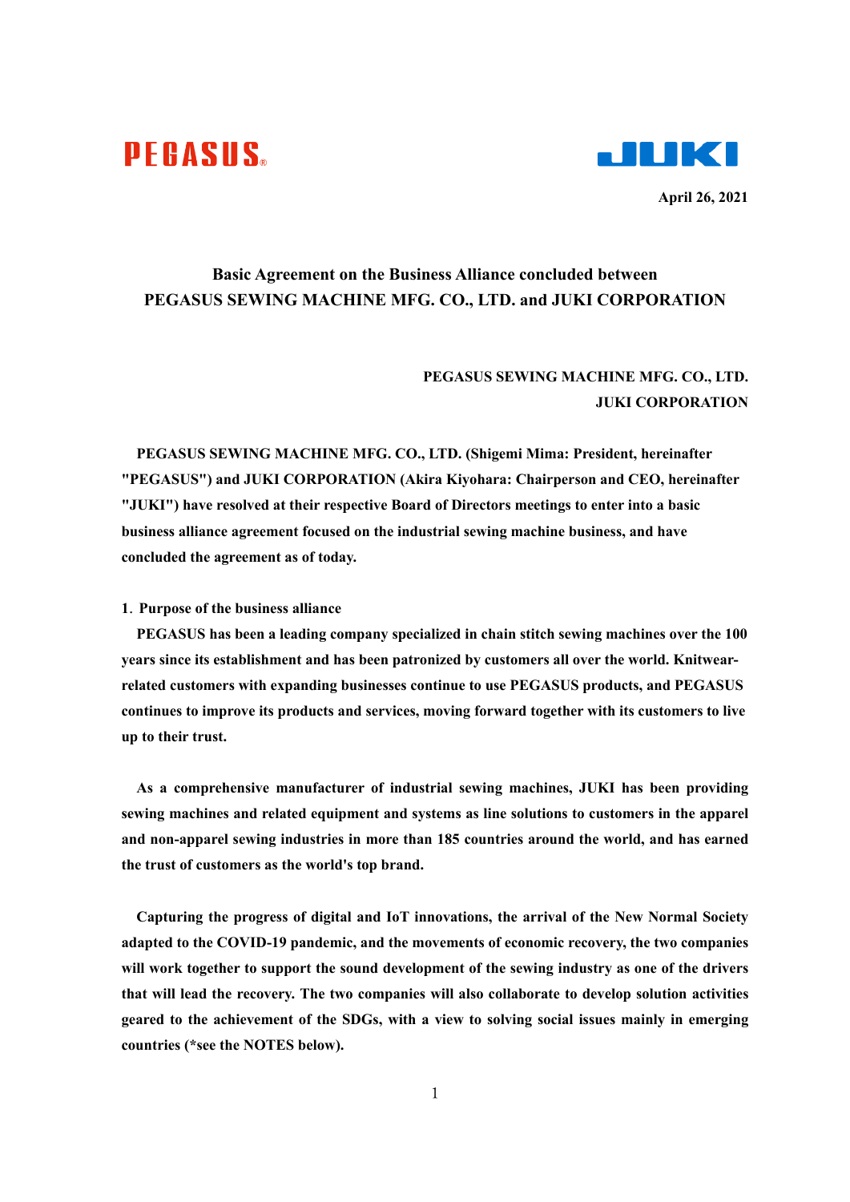PEGASUS

JUKI

April 26, 2021

# Basic Agreement on the Business Alliance concluded between PEGASUS SEWING MACHINE MFG. CO., LTD. and JUKI CORPORATION

**PEGASUS SEWING MACHINE MFG. CO., LTD.**
**JUKI CORPORATION**

**PEGASUS SEWING MACHINE MFG. CO., LTD. (Shigemi Mima: President, hereinafter "PEGASUS") and JUKI CORPORATION (Akira Kiyohara: Chairperson and CEO, hereinafter "JUKI") have resolved at their respective Board of Directors meetings to enter into a basic business alliance agreement focused on the industrial sewing machine business, and have concluded the agreement as of today.**

## 1. Purpose of the business alliance

**PEGASUS has been a leading company specialized in chain stitch sewing machines over the 100 years since its establishment and has been patronized by customers all over the world. Knitwear-related customers with expanding businesses continue to use PEGASUS products, and PEGASUS continues to improve its products and services, moving forward together with its customers to live up to their trust.**

**As a comprehensive manufacturer of industrial sewing machines, JUKI has been providing sewing machines and related equipment and systems as line solutions to customers in the apparel and non-apparel sewing industries in more than 185 countries around the world, and has earned the trust of customers as the world's top brand.**

**Capturing the progress of digital and IoT innovations, the arrival of the New Normal Society adapted to the COVID-19 pandemic, and the movements of economic recovery, the two companies will work together to support the sound development of the sewing industry as one of the drivers that will lead the recovery. The two companies will also collaborate to develop solution activities geared to the achievement of the SDGs, with a view to solving social issues mainly in emerging countries (*see the NOTES below).**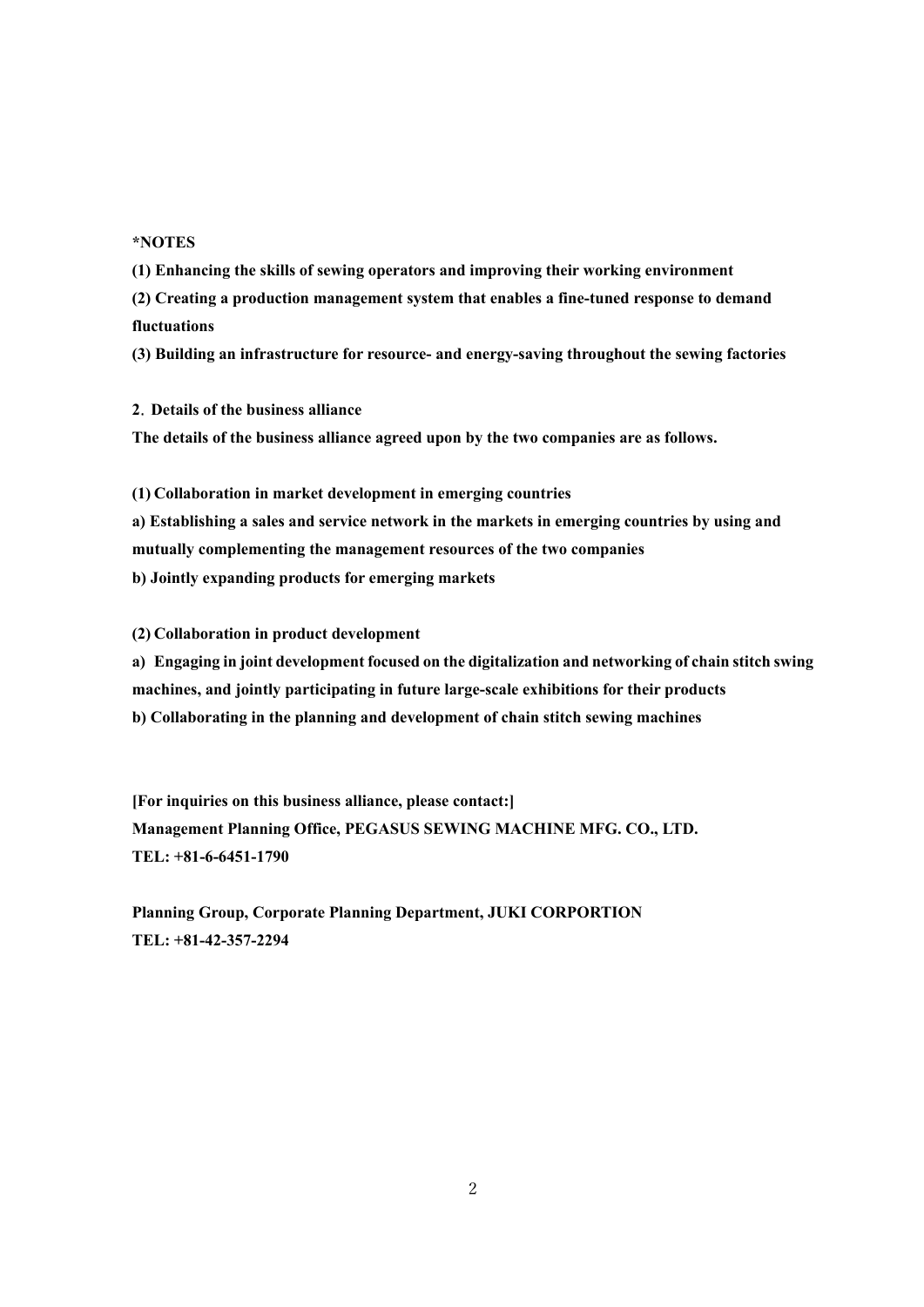**\*NOTES**

**(1) Enhancing the skills of sewing operators and improving their working environment**

**(2) Creating a production management system that enables a fine-tuned response to demand fluctuations**

**(3) Building an infrastructure for resource- and energy-saving throughout the sewing factories**

**2. Details of the business alliance**

**The details of the business alliance agreed upon by the two companies are as follows.**

**(1) Collaboration in market development in emerging countries**

**a) Establishing a sales and service network in the markets in emerging countries by using and mutually complementing the management resources of the two companies**

**b) Jointly expanding products for emerging markets**

**(2) Collaboration in product development**

**a) Engaging in joint development focused on the digitalization and networking of chain stitch swing machines, and jointly participating in future large-scale exhibitions for their products**

**b) Collaborating in the planning and development of chain stitch sewing machines**

**[For inquiries on this business alliance, please contact:]**
**Management Planning Office, PEGASUS SEWING MACHINE MFG. CO., LTD.**
**TEL: +81-6-6451-1790**

**Planning Group, Corporate Planning Department, JUKI CORPORTION**
**TEL: +81-42-357-2294**